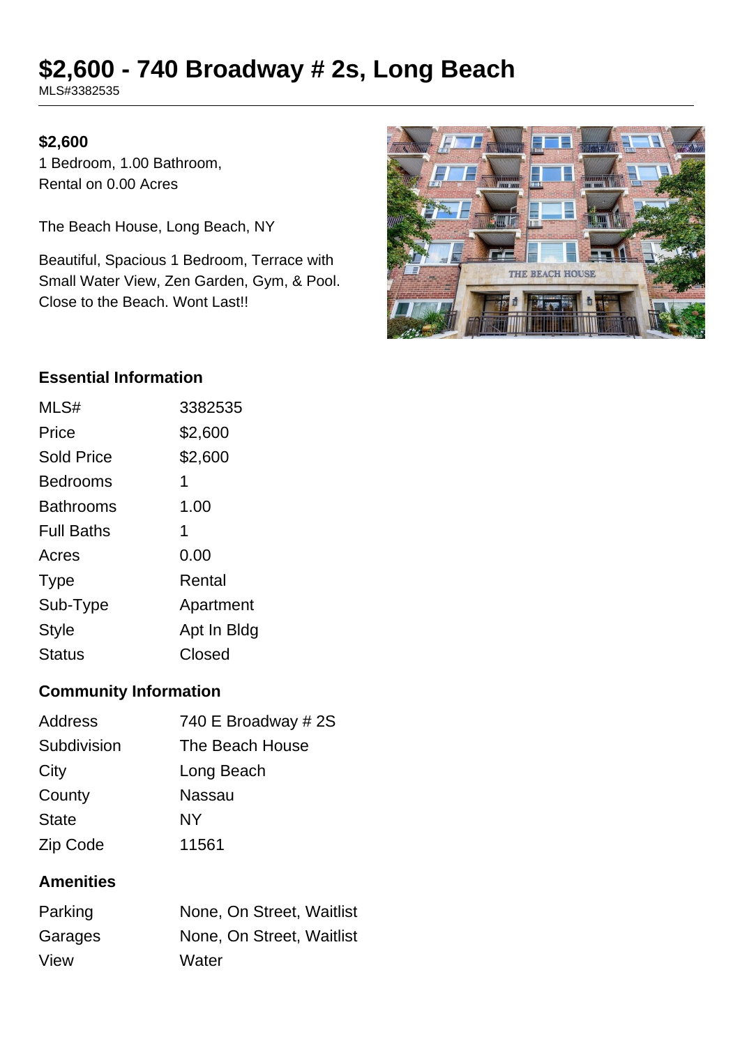# $2,600 - 740 Broadway # 2s, Long Beach

MLS#3382535

**$2,600**

1 Bedroom, 1.00 Bathroom,
Rental on 0.00 Acres

The Beach House, Long Beach, NY

Beautiful, Spacious 1 Bedroom, Terrace with Small Water View, Zen Garden, Gym, & Pool. Close to the Beach. Wont Last!!

### Essential Information

| | |
|---|---|
| MLS# | 3382535 |
| Price | $2,600 |
| Sold Price | $2,600 |
| Bedrooms | 1 |
| Bathrooms | 1.00 |
| Full Baths | 1 |
| Acres | 0.00 |
| Type | Rental |
| Sub-Type | Apartment |
| Style | Apt In Bldg |
| Status | Closed |

### Community Information

| | |
|---|---|
| Address | 740 E Broadway # 2S |
| Subdivision | The Beach House |
| City | Long Beach |
| County | Nassau |
| State | NY |
| Zip Code | 11561 |

### Amenities

| | |
|---|---|
| Parking | None, On Street, Waitlist |
| Garages | None, On Street, Waitlist |
| View | Water |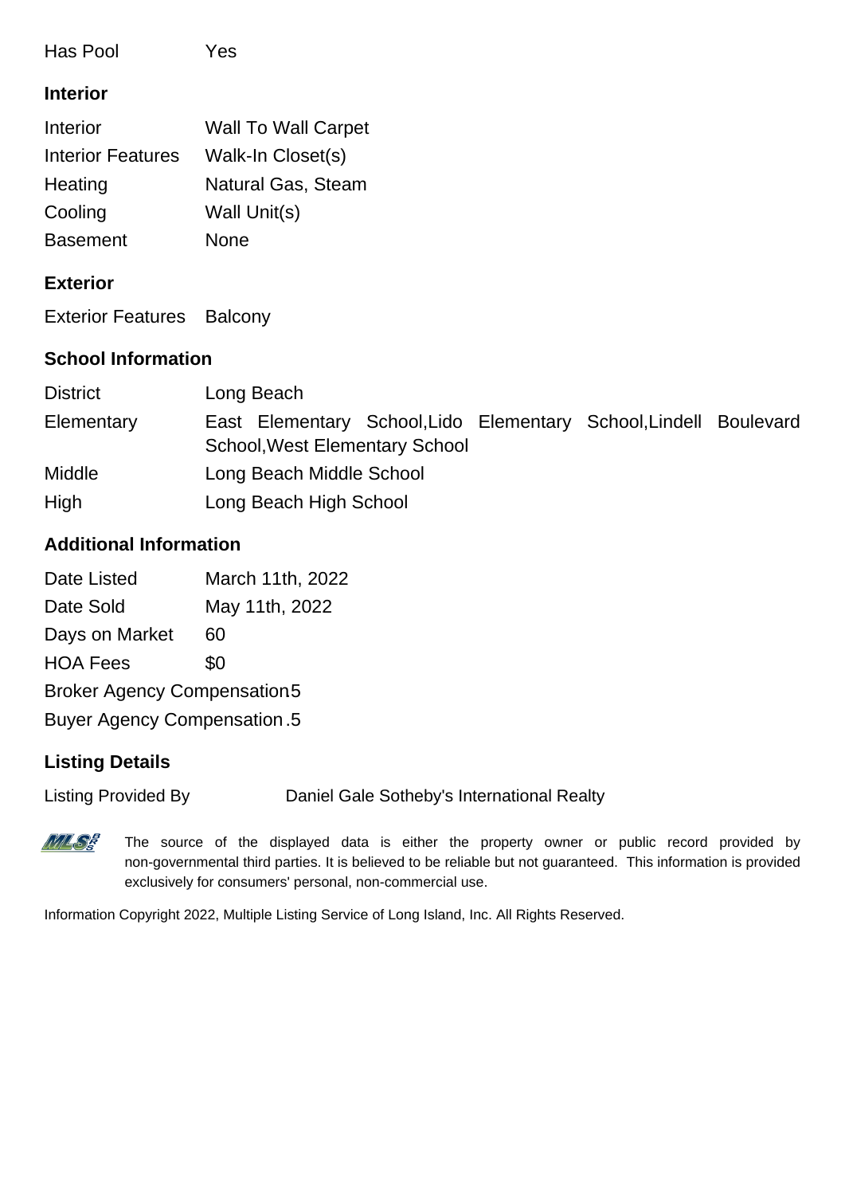| | |
|---|---|
| Has Pool | Yes |

## Interior

| | |
|---|---|
| Interior | Wall To Wall Carpet |
| Interior Features | Walk-In Closet(s) |
| Heating | Natural Gas, Steam |
| Cooling | Wall Unit(s) |
| Basement | None |

## Exterior

| | |
|---|---|
| Exterior Features | Balcony |

## School Information

| | |
|---|---|
| District | Long Beach |
| Elementary | East Elementary School,Lido Elementary School,Lindell Boulevard School,West Elementary School |
| Middle | Long Beach Middle School |
| High | Long Beach High School |

## Additional Information

| | |
|---|---|
| Date Listed | March 11th, 2022 |
| Date Sold | May 11th, 2022 |
| Days on Market | 60 |
| HOA Fees | $0 |
| Broker Agency Compensation | 5 |
| Buyer Agency Compensation | .5 |

## Listing Details

| | |
|---|---|
| Listing Provided By | Daniel Gale Sotheby's International Realty |

The source of the displayed data is either the property owner or public record provided by non-governmental third parties. It is believed to be reliable but not guaranteed. This information is provided exclusively for consumers' personal, non-commercial use.

Information Copyright 2022, Multiple Listing Service of Long Island, Inc. All Rights Reserved.